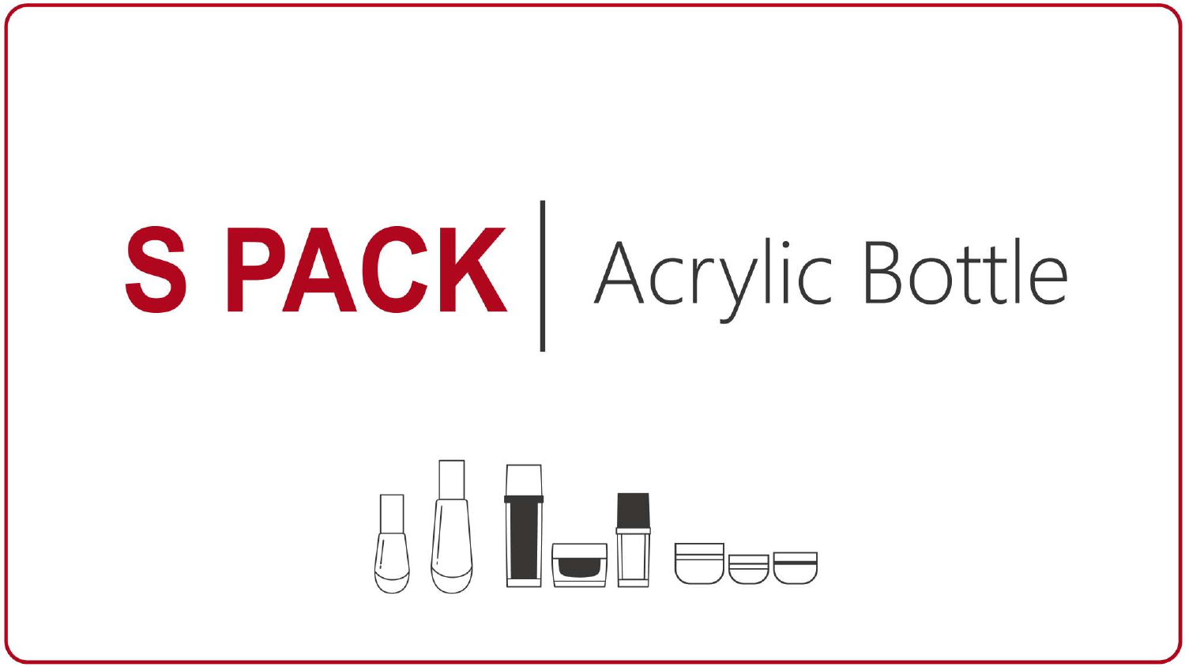# S PACK | Acrylic Bottle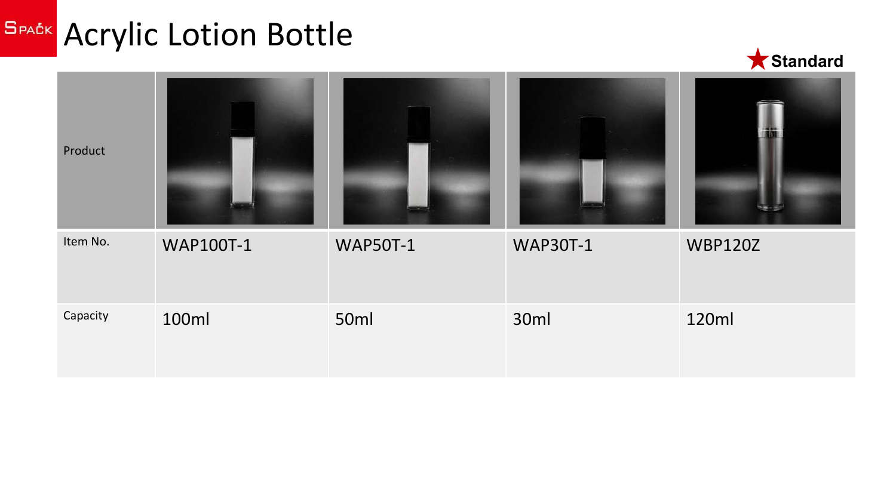# Acrylic Lotion Bottle

★Standard

| Product | | | | |
|---|---|---|---|---|
| Item No. | WAP100T-1 | WAP50T-1 | WAP30T-1 | WBP120Z |
| Capacity | 100ml | 50ml | 30ml | 120ml |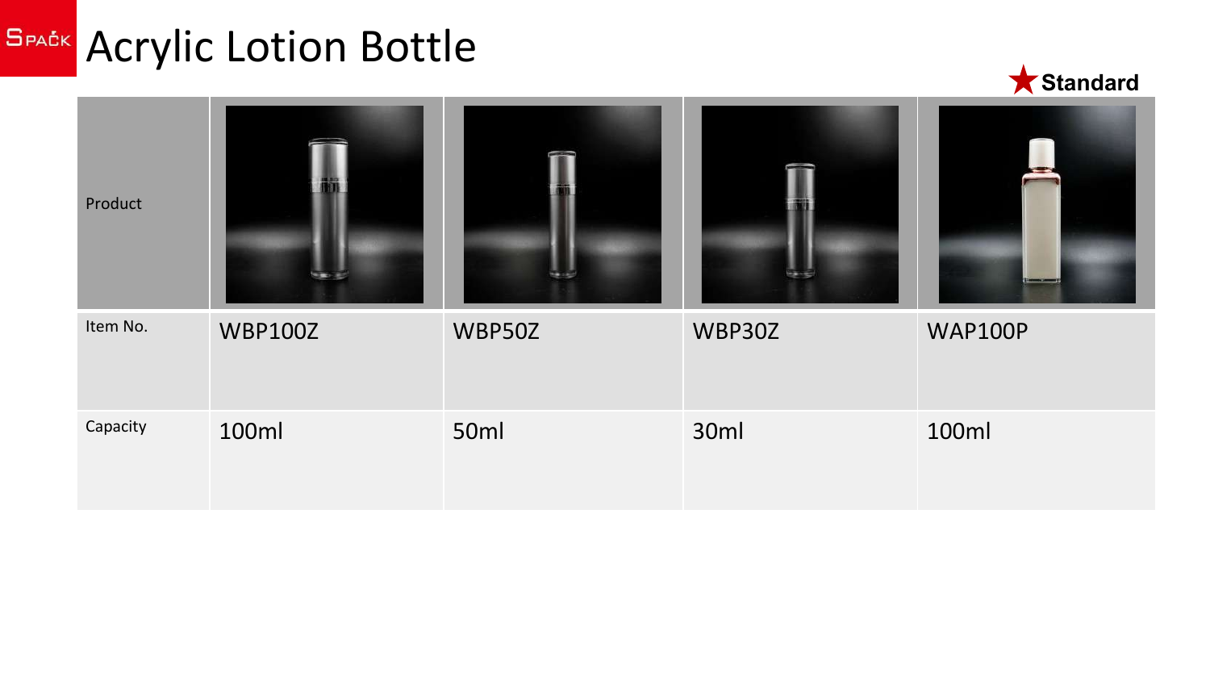# Acrylic Lotion Bottle

★Standard

| Product | | | | |
|---|---|---|---|---|
| Item No. | WBP100Z | WBP50Z | WBP30Z | WAP100P |
| Capacity | 100ml | 50ml | 30ml | 100ml |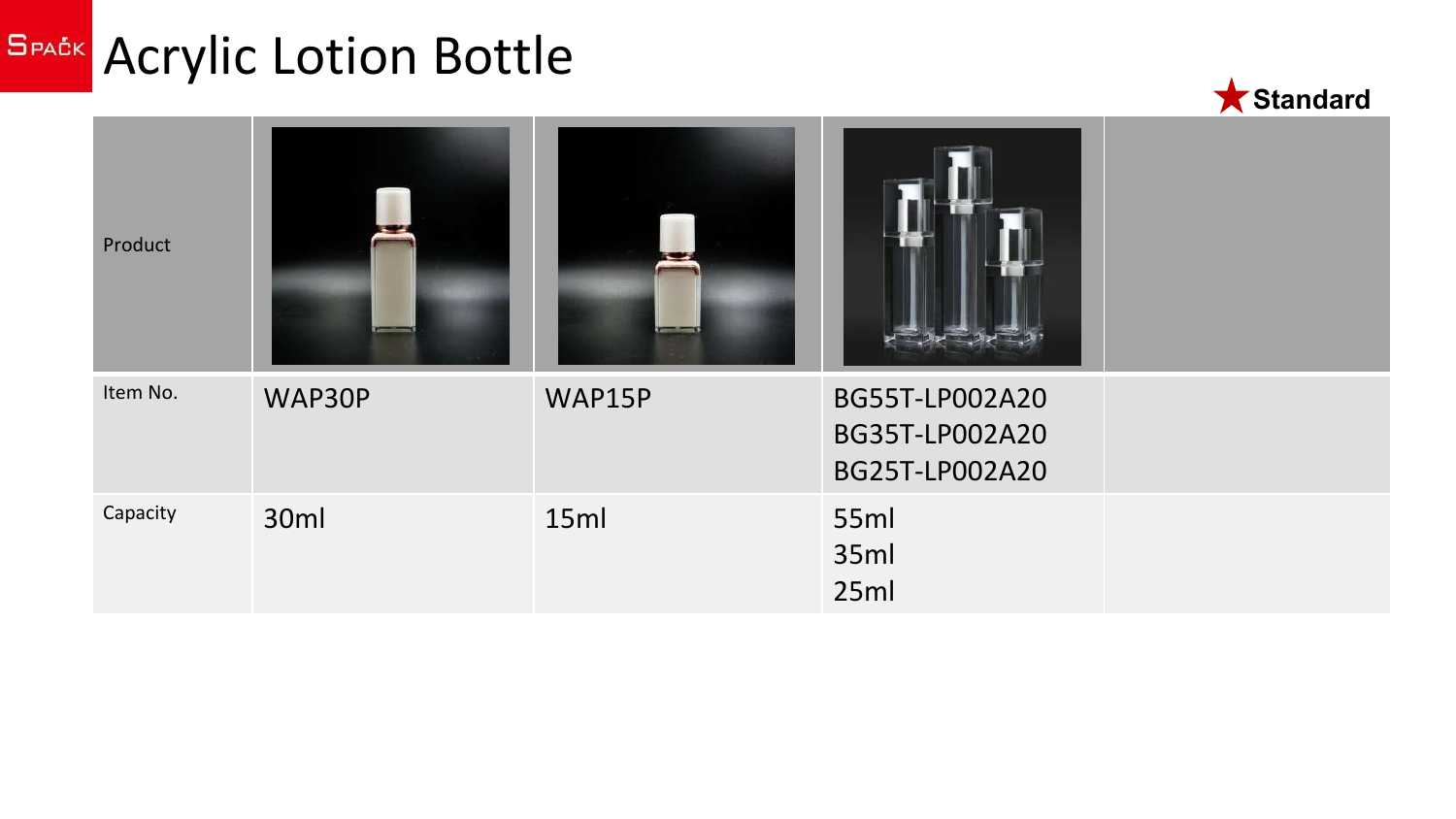# Acrylic Lotion Bottle

★ Standard

| Product | | | | |
|---|---|---|---|---|
| Item No. | WAP30P | WAP15P | BG55T-LP002A20<br>BG35T-LP002A20<br>BG25T-LP002A20 | |
| Capacity | 30ml | 15ml | 55ml<br>35ml<br>25ml | |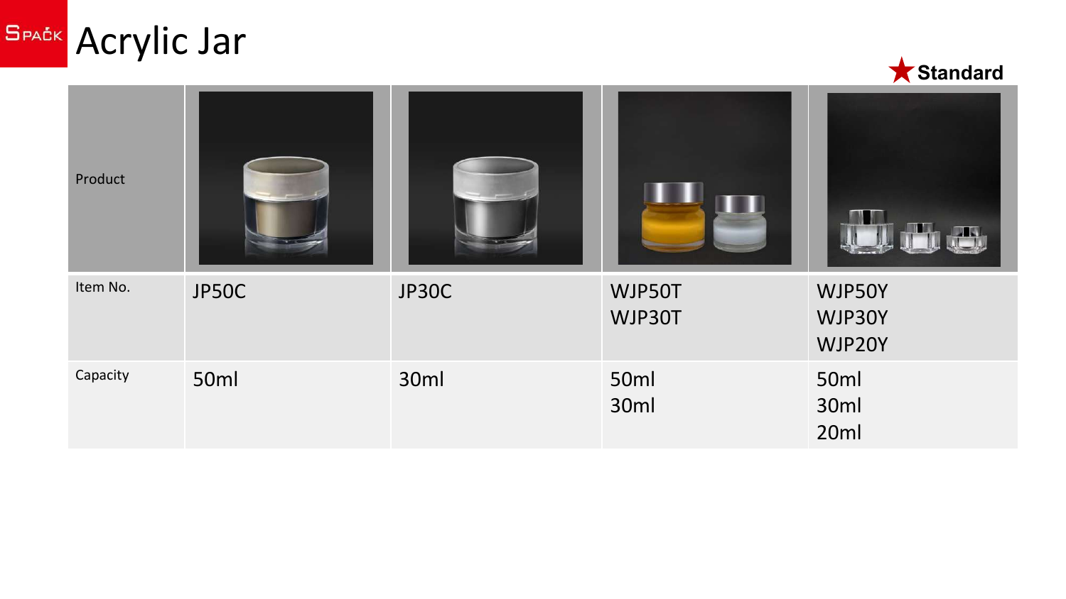# Acrylic Jar

★ **Standard**

| Product | | | | |
|---|---|---|---|---|
| Item No. | JP50C | JP30C | WJP50T<br>WJP30T | WJP50Y<br>WJP30Y<br>WJP20Y |
| Capacity | 50ml | 30ml | 50ml<br>30ml | 50ml<br>30ml<br>20ml |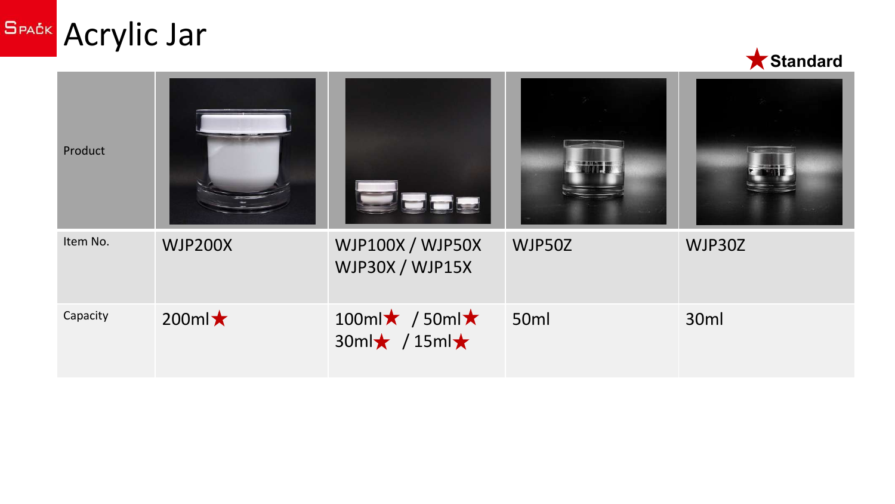# Acrylic Jar

★ Standard

| Product | | | | |
|---|---|---|---|---|
| Item No. | WJP200X | WJP100X / WJP50X<br>WJP30X / WJP15X | WJP50Z | WJP30Z |
| Capacity | 200ml★ | 100ml★ / 50ml★<br>30ml★ / 15ml★ | 50ml | 30ml |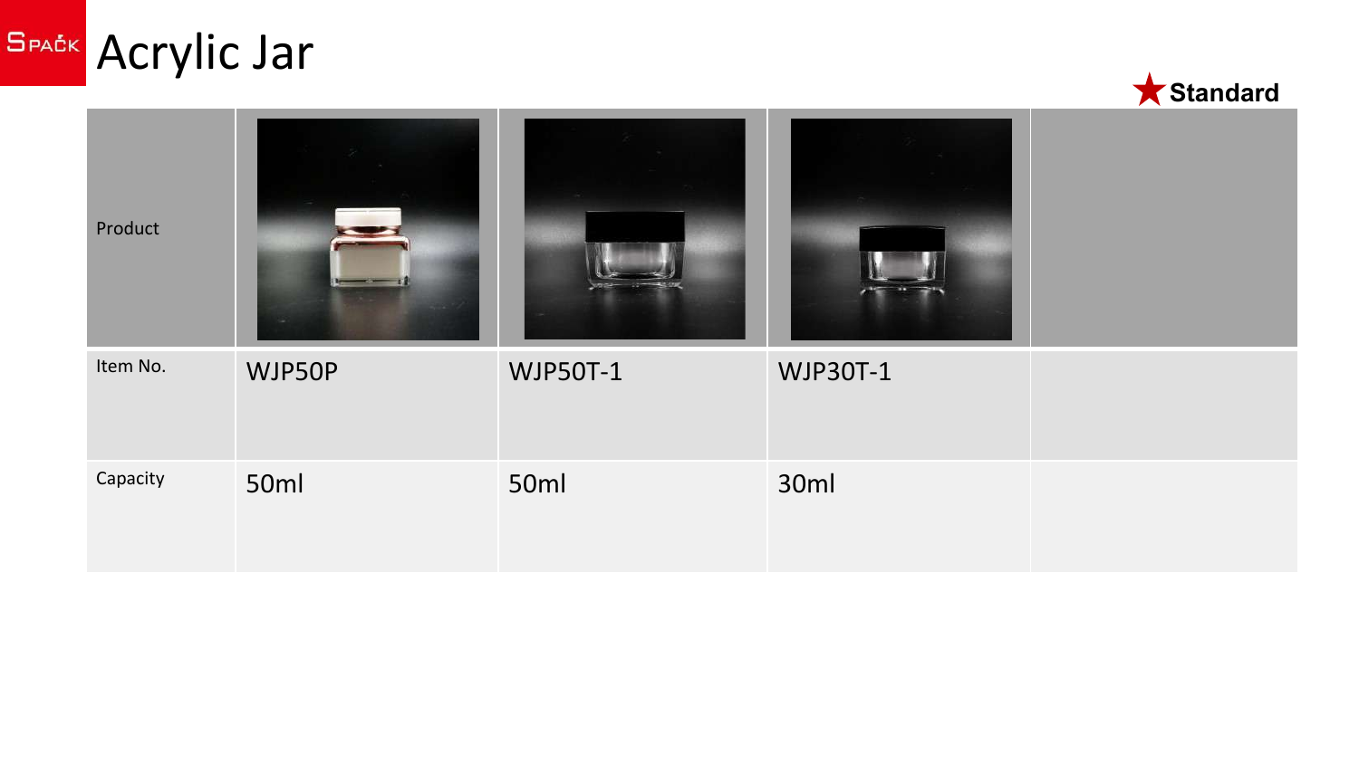# Acrylic Jar

★Standard

| Product | | | | |
|---|---|---|---|---|
| Item No. | WJP50P | WJP50T-1 | WJP30T-1 | |
| Capacity | 50ml | 50ml | 30ml | |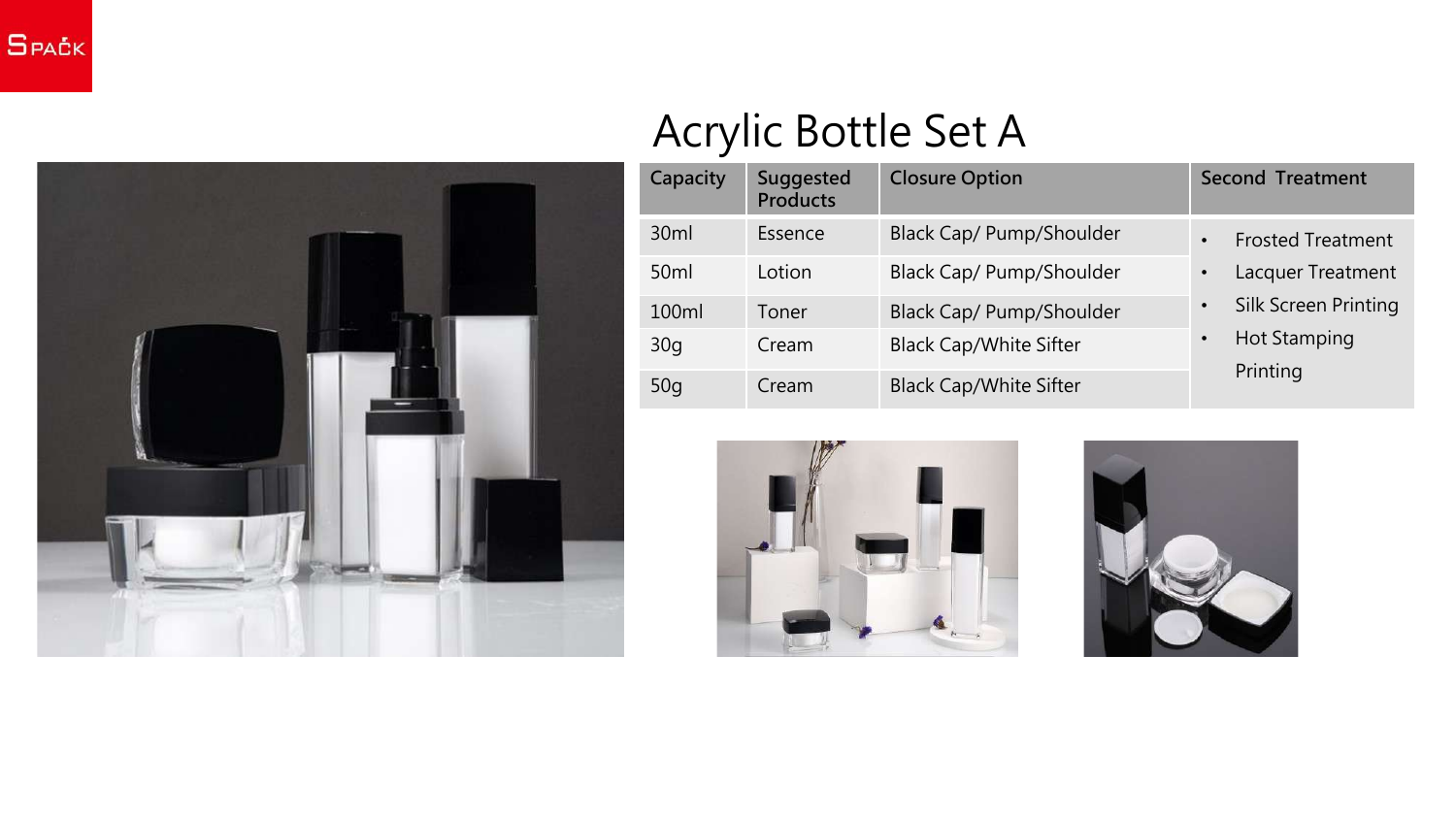# Acrylic Bottle Set A

| Capacity | Suggested Products | Closure Option | Second Treatment |
|---|---|---|---|
| 30ml | Essence | Black Cap/ Pump/Shoulder | • Frosted Treatment<br>• Lacquer Treatment<br>• Silk Screen Printing<br>• Hot Stamping Printing |
| 50ml | Lotion | Black Cap/ Pump/Shoulder | |
| 100ml | Toner | Black Cap/ Pump/Shoulder | |
| 30g | Cream | Black Cap/White Sifter | |
| 50g | Cream | Black Cap/White Sifter | |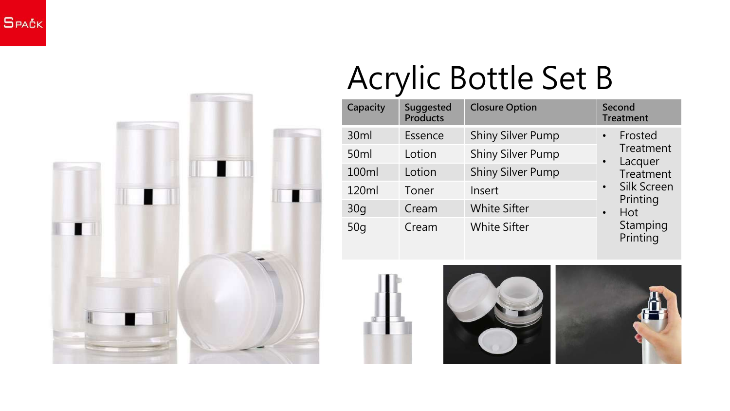# Acrylic Bottle Set B

| Capacity | Suggested Products | Closure Option | Second Treatment |
|---|---|---|---|
| 30ml | Essence | Shiny Silver Pump | • Frosted Treatment<br>• Lacquer Treatment<br>• Silk Screen Printing<br>• Hot Stamping Printing |
| 50ml | Lotion | Shiny Silver Pump | |
| 100ml | Lotion | Shiny Silver Pump | |
| 120ml | Toner | Insert | |
| 30g | Cream | White Sifter | |
| 50g | Cream | White Sifter | |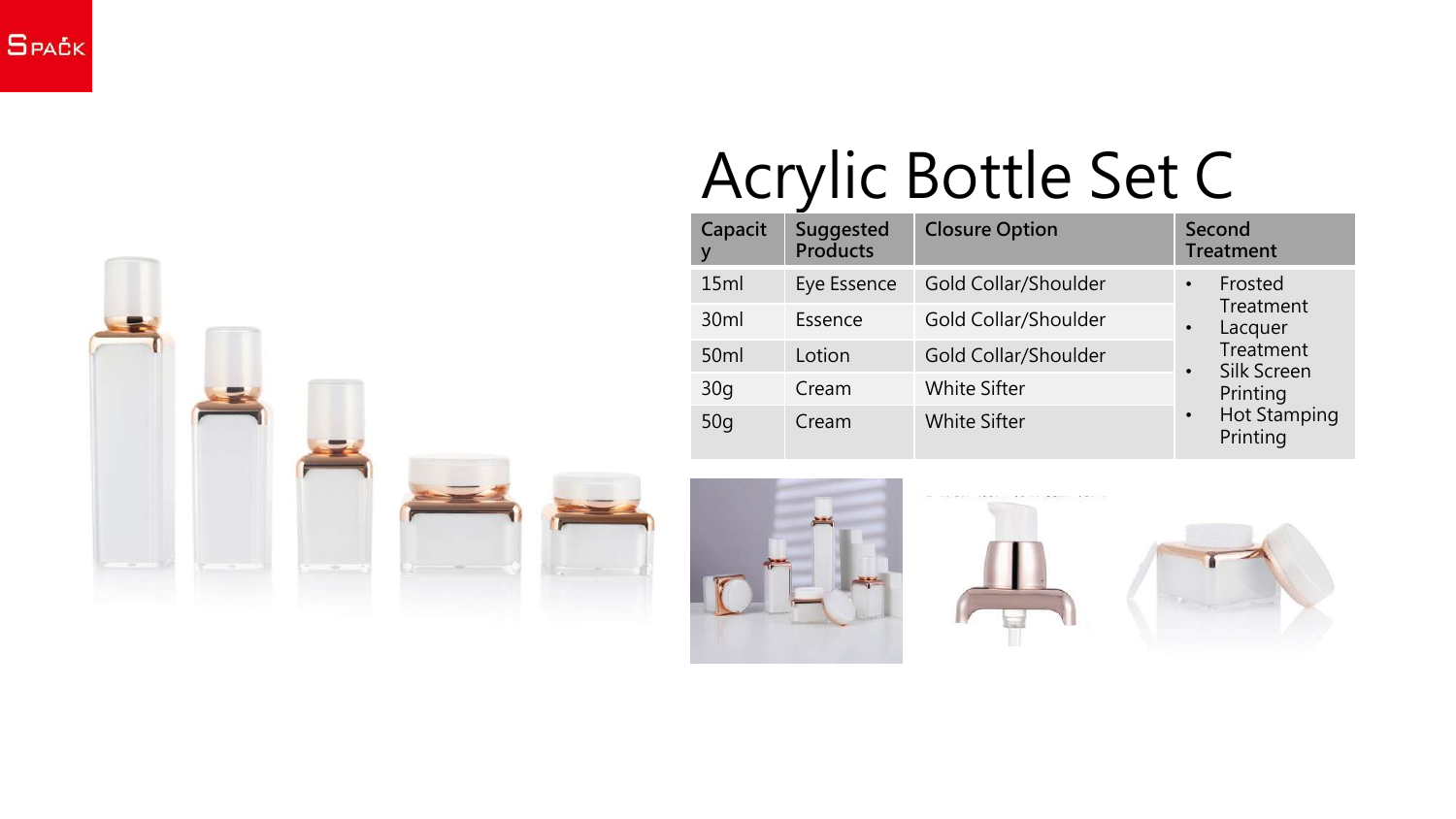# Acrylic Bottle Set C

| Capacity | Suggested Products | Closure Option | Second Treatment |
|---|---|---|---|
| 15ml | Eye Essence | Gold Collar/Shoulder | • Frosted Treatment<br>• Lacquer Treatment<br>• Silk Screen Printing<br>• Hot Stamping Printing |
| 30ml | Essence | Gold Collar/Shoulder | |
| 50ml | Lotion | Gold Collar/Shoulder | |
| 30g | Cream | White Sifter | |
| 50g | Cream | White Sifter | |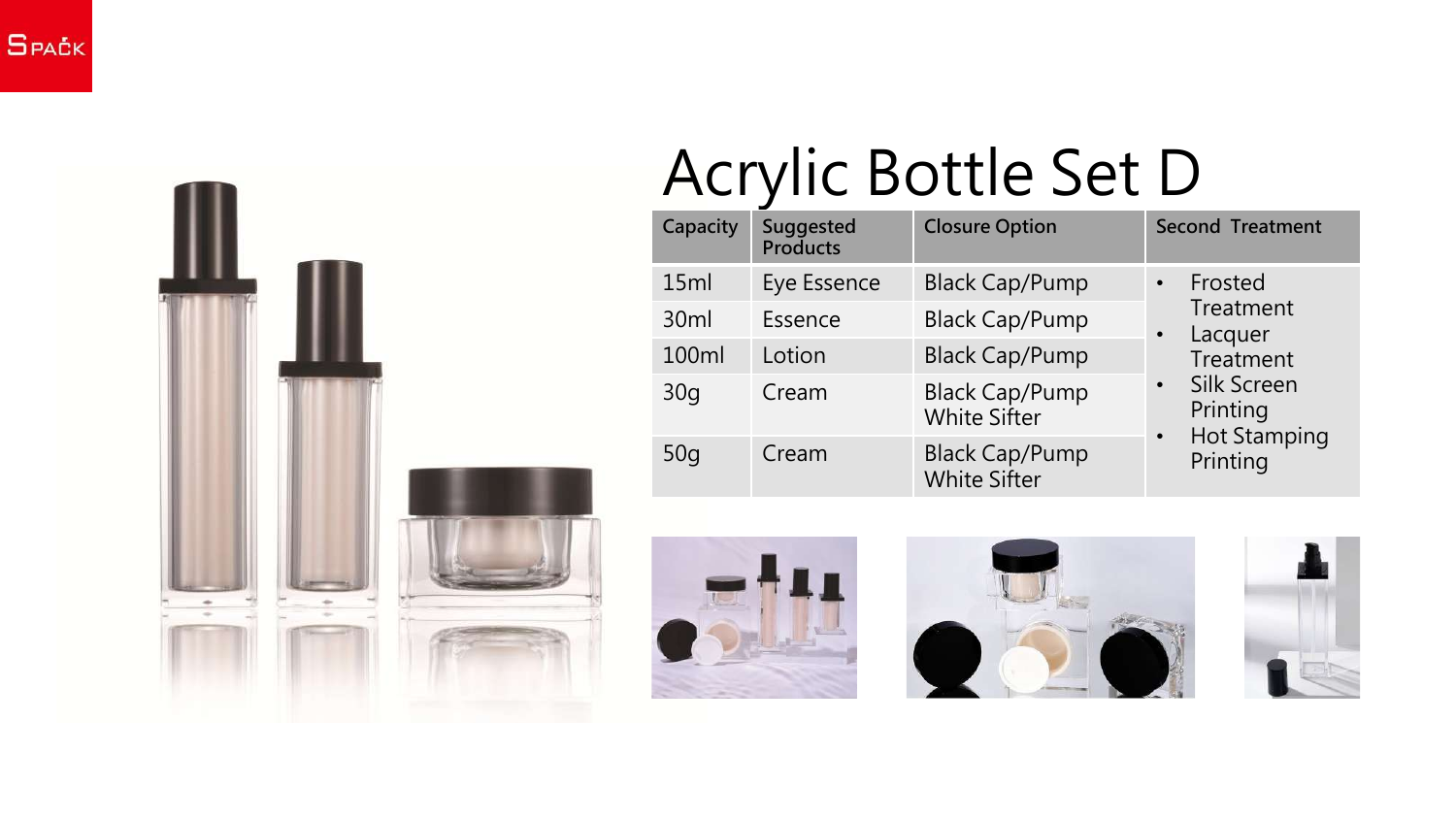# Acrylic Bottle Set D

| Capacity | Suggested Products | Closure Option | Second Treatment |
|---|---|---|---|
| 15ml | Eye Essence | Black Cap/Pump | • Frosted Treatment<br>• Lacquer Treatment<br>• Silk Screen Printing<br>• Hot Stamping Printing |
| 30ml | Essence | Black Cap/Pump | |
| 100ml | Lotion | Black Cap/Pump | |
| 30g | Cream | Black Cap/Pump<br>White Sifter | |
| 50g | Cream | Black Cap/Pump<br>White Sifter | |